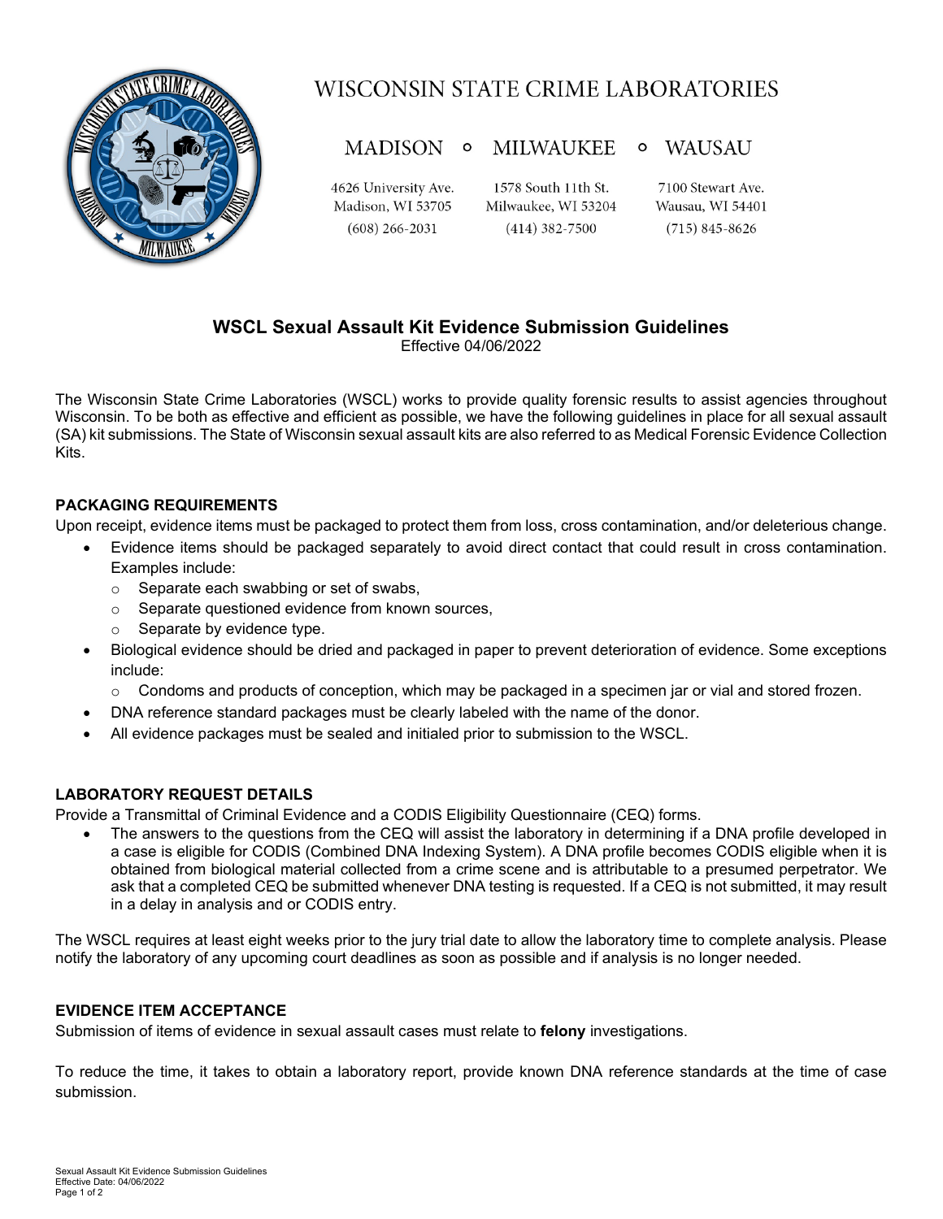# WISCONSIN STATE CRIME LABORATORIES

MADISON ∘ MILWAUKEE ∘ WAUSAU

4626 University Ave.
Madison, WI 53705
(608) 266-2031

1578 South 11th St.
Milwaukee, WI 53204
(414) 382-7500

7100 Stewart Ave.
Wausau, WI 54401
(715) 845-8626

## WSCL Sexual Assault Kit Evidence Submission Guidelines

Effective 04/06/2022

The Wisconsin State Crime Laboratories (WSCL) works to provide quality forensic results to assist agencies throughout Wisconsin. To be both as effective and efficient as possible, we have the following guidelines in place for all sexual assault (SA) kit submissions. The State of Wisconsin sexual assault kits are also referred to as Medical Forensic Evidence Collection Kits.

### PACKAGING REQUIREMENTS

Upon receipt, evidence items must be packaged to protect them from loss, cross contamination, and/or deleterious change.

- Evidence items should be packaged separately to avoid direct contact that could result in cross contamination. Examples include:
  - Separate each swabbing or set of swabs,
  - Separate questioned evidence from known sources,
  - Separate by evidence type.
- Biological evidence should be dried and packaged in paper to prevent deterioration of evidence. Some exceptions include:
  - Condoms and products of conception, which may be packaged in a specimen jar or vial and stored frozen.
- DNA reference standard packages must be clearly labeled with the name of the donor.
- All evidence packages must be sealed and initialed prior to submission to the WSCL.

### LABORATORY REQUEST DETAILS

Provide a Transmittal of Criminal Evidence and a CODIS Eligibility Questionnaire (CEQ) forms.

- The answers to the questions from the CEQ will assist the laboratory in determining if a DNA profile developed in a case is eligible for CODIS (Combined DNA Indexing System). A DNA profile becomes CODIS eligible when it is obtained from biological material collected from a crime scene and is attributable to a presumed perpetrator. We ask that a completed CEQ be submitted whenever DNA testing is requested. If a CEQ is not submitted, it may result in a delay in analysis and or CODIS entry.

The WSCL requires at least eight weeks prior to the jury trial date to allow the laboratory time to complete analysis. Please notify the laboratory of any upcoming court deadlines as soon as possible and if analysis is no longer needed.

### EVIDENCE ITEM ACCEPTANCE

Submission of items of evidence in sexual assault cases must relate to **felony** investigations.

To reduce the time, it takes to obtain a laboratory report, provide known DNA reference standards at the time of case submission.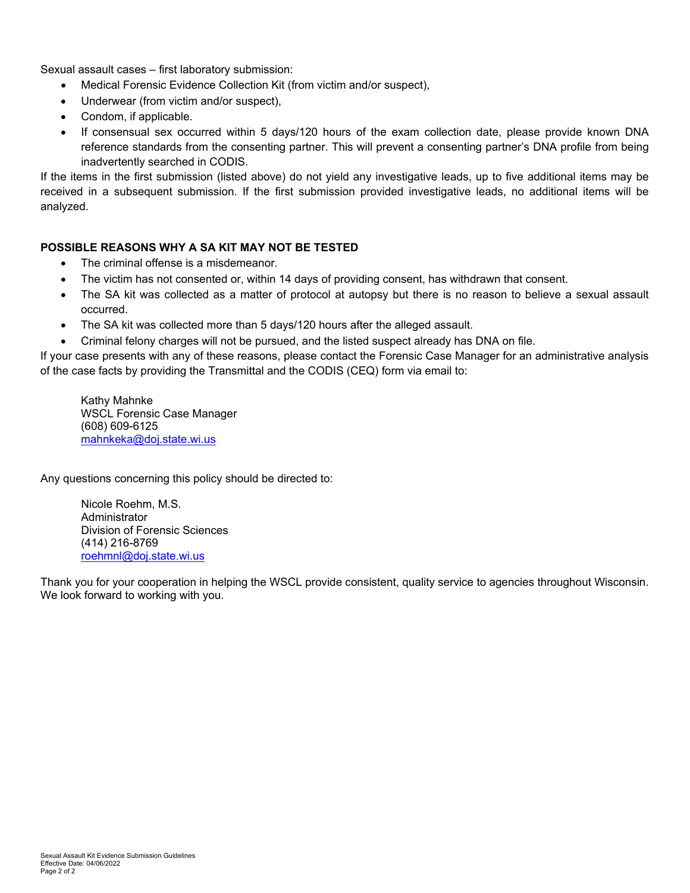Sexual assault cases – first laboratory submission:

- Medical Forensic Evidence Collection Kit (from victim and/or suspect),
- Underwear (from victim and/or suspect),
- Condom, if applicable.
- If consensual sex occurred within 5 days/120 hours of the exam collection date, please provide known DNA reference standards from the consenting partner. This will prevent a consenting partner's DNA profile from being inadvertently searched in CODIS.

If the items in the first submission (listed above) do not yield any investigative leads, up to five additional items may be received in a subsequent submission. If the first submission provided investigative leads, no additional items will be analyzed.

**POSSIBLE REASONS WHY A SA KIT MAY NOT BE TESTED**

- The criminal offense is a misdemeanor.
- The victim has not consented or, within 14 days of providing consent, has withdrawn that consent.
- The SA kit was collected as a matter of protocol at autopsy but there is no reason to believe a sexual assault occurred.
- The SA kit was collected more than 5 days/120 hours after the alleged assault.
- Criminal felony charges will not be pursued, and the listed suspect already has DNA on file.

If your case presents with any of these reasons, please contact the Forensic Case Manager for an administrative analysis of the case facts by providing the Transmittal and the CODIS (CEQ) form via email to:

Kathy Mahnke
WSCL Forensic Case Manager
(608) 609-6125
mahnkeka@doj.state.wi.us

Any questions concerning this policy should be directed to:

Nicole Roehm, M.S.
Administrator
Division of Forensic Sciences
(414) 216-8769
roehmnl@doj.state.wi.us

Thank you for your cooperation in helping the WSCL provide consistent, quality service to agencies throughout Wisconsin. We look forward to working with you.